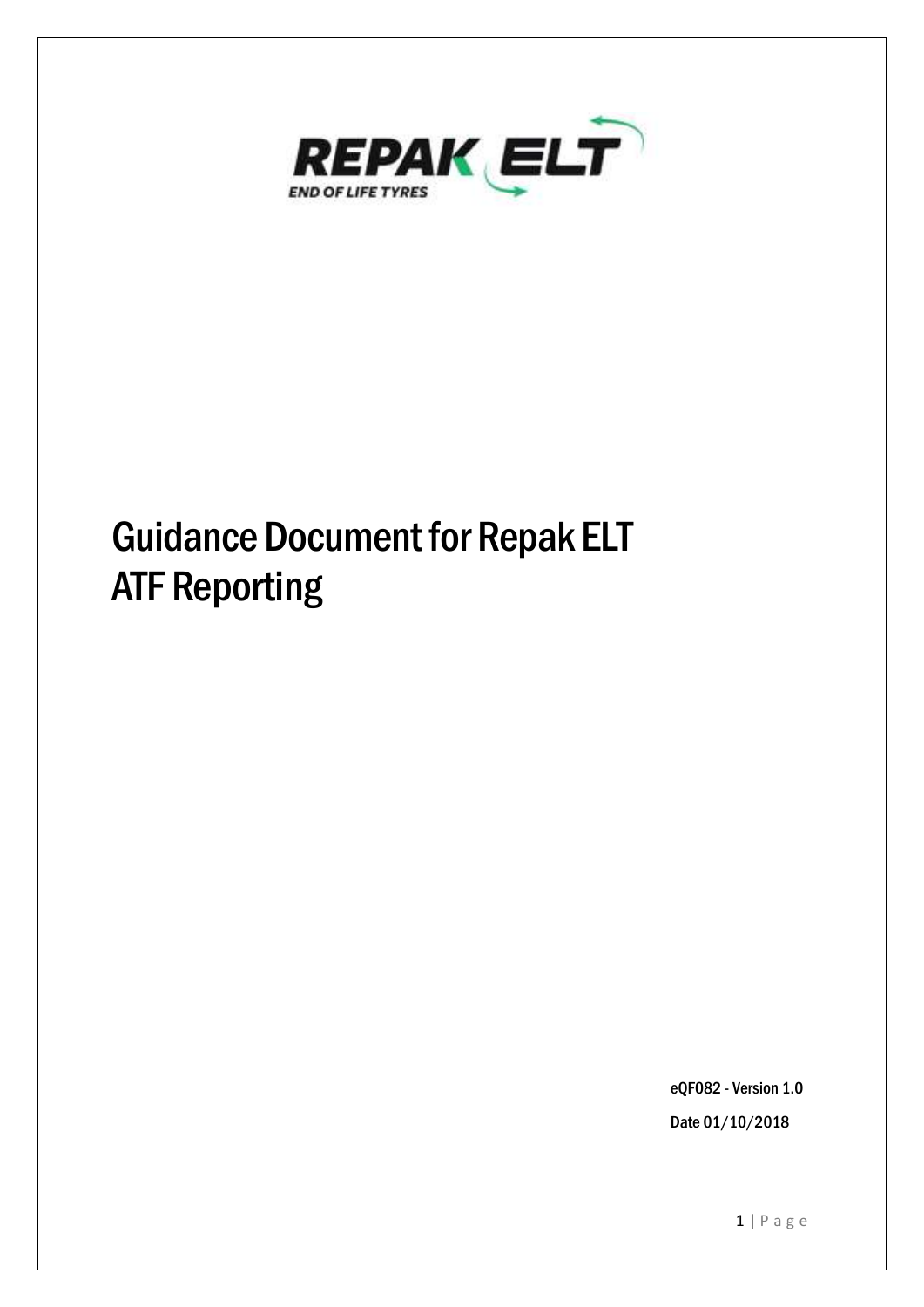REPAK ELT

END OF LIFE TYRES

# Guidance Document for Repak ELT ATF Reporting

eQF082 - Version 1.0

Date 01/10/2018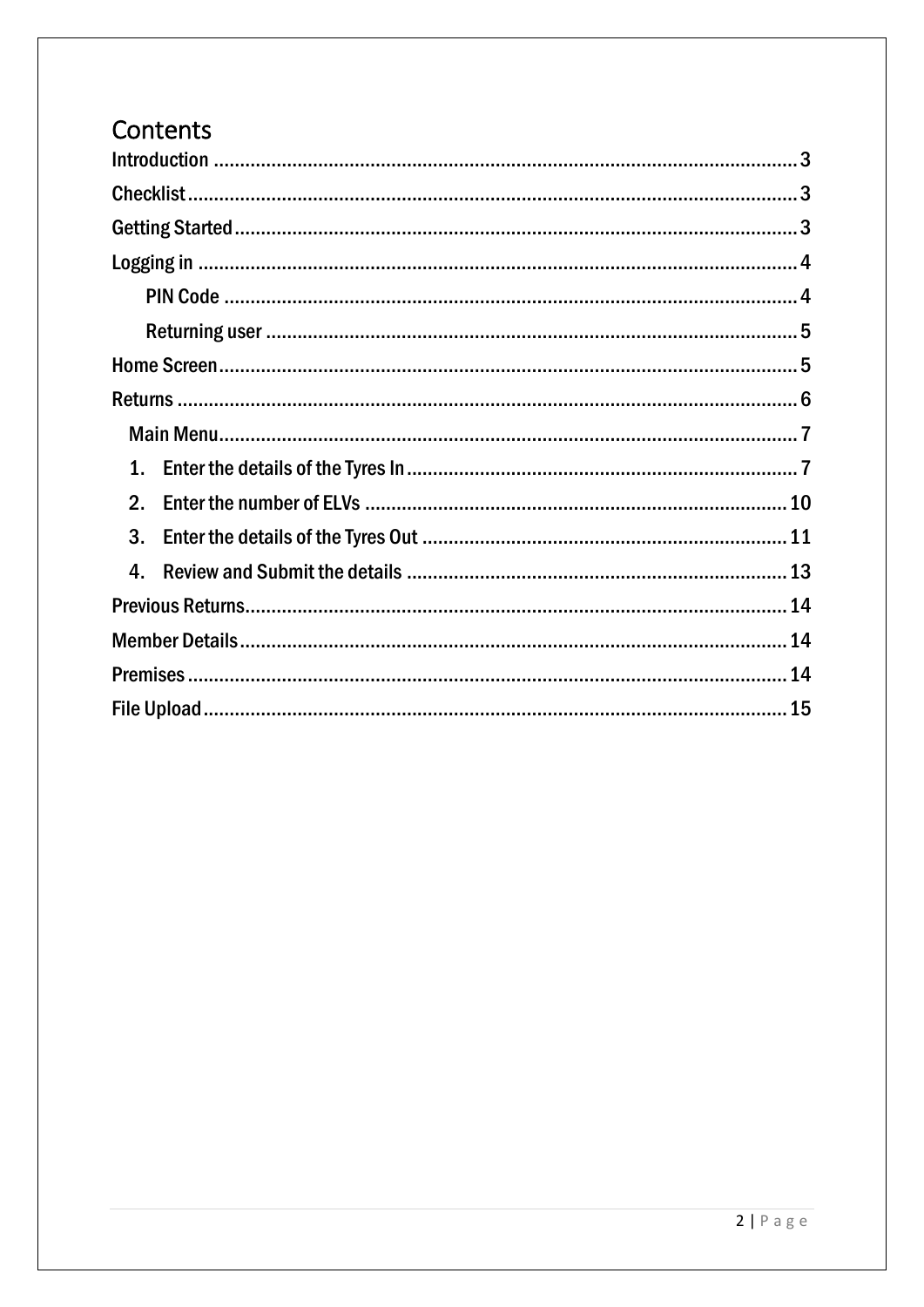# Contents

- Introduction ........ 3
- Checklist ........ 3
- Getting Started ........ 3
- Logging in ........ 4
  - PIN Code ........ 4
  - Returning user ........ 5
- Home Screen ........ 5
- Returns ........ 6
  - Main Menu ........ 7
  - 1. Enter the details of the Tyres In ........ 7
  - 2. Enter the number of ELVs ........ 10
  - 3. Enter the details of the Tyres Out ........ 11
  - 4. Review and Submit the details ........ 13
- Previous Returns ........ 14
- Member Details ........ 14
- Premises ........ 14
- File Upload ........ 15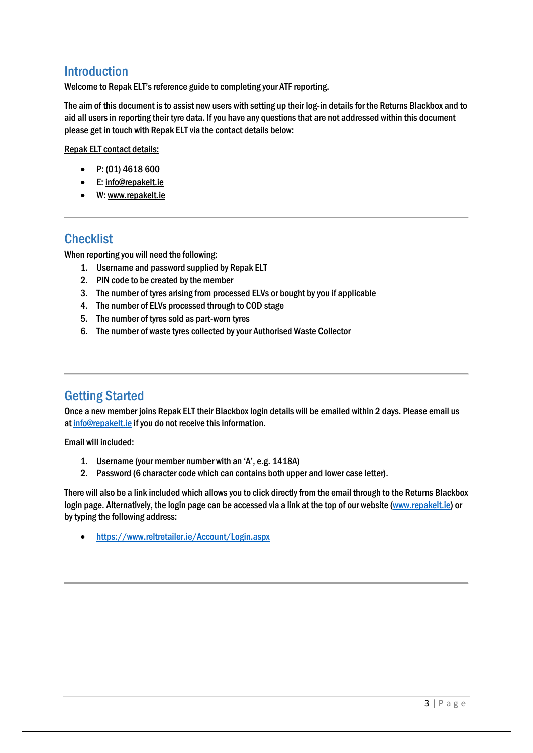## Introduction

Welcome to Repak ELT's reference guide to completing your ATF reporting.

The aim of this document is to assist new users with setting up their log-in details for the Returns Blackbox and to aid all users in reporting their tyre data. If you have any questions that are not addressed within this document please get in touch with Repak ELT via the contact details below:

Repak ELT contact details:

- P: (01) 4618 600
- E: info@repakelt.ie
- W: www.repakelt.ie

---

## Checklist

When reporting you will need the following:

1. Username and password supplied by Repak ELT
2. PIN code to be created by the member
3. The number of tyres arising from processed ELVs or bought by you if applicable
4. The number of ELVs processed through to COD stage
5. The number of tyres sold as part-worn tyres
6. The number of waste tyres collected by your Authorised Waste Collector

---

## Getting Started

Once a new member joins Repak ELT their Blackbox login details will be emailed within 2 days. Please email us at info@repakelt.ie if you do not receive this information.

Email will included:

1. Username (your member number with an 'A', e.g. 1418A)
2. Password (6 character code which can contains both upper and lower case letter).

There will also be a link included which allows you to click directly from the email through to the Returns Blackbox login page. Alternatively, the login page can be accessed via a link at the top of our website (www.repakelt.ie) or by typing the following address:

- https://www.reltretailer.ie/Account/Login.aspx

---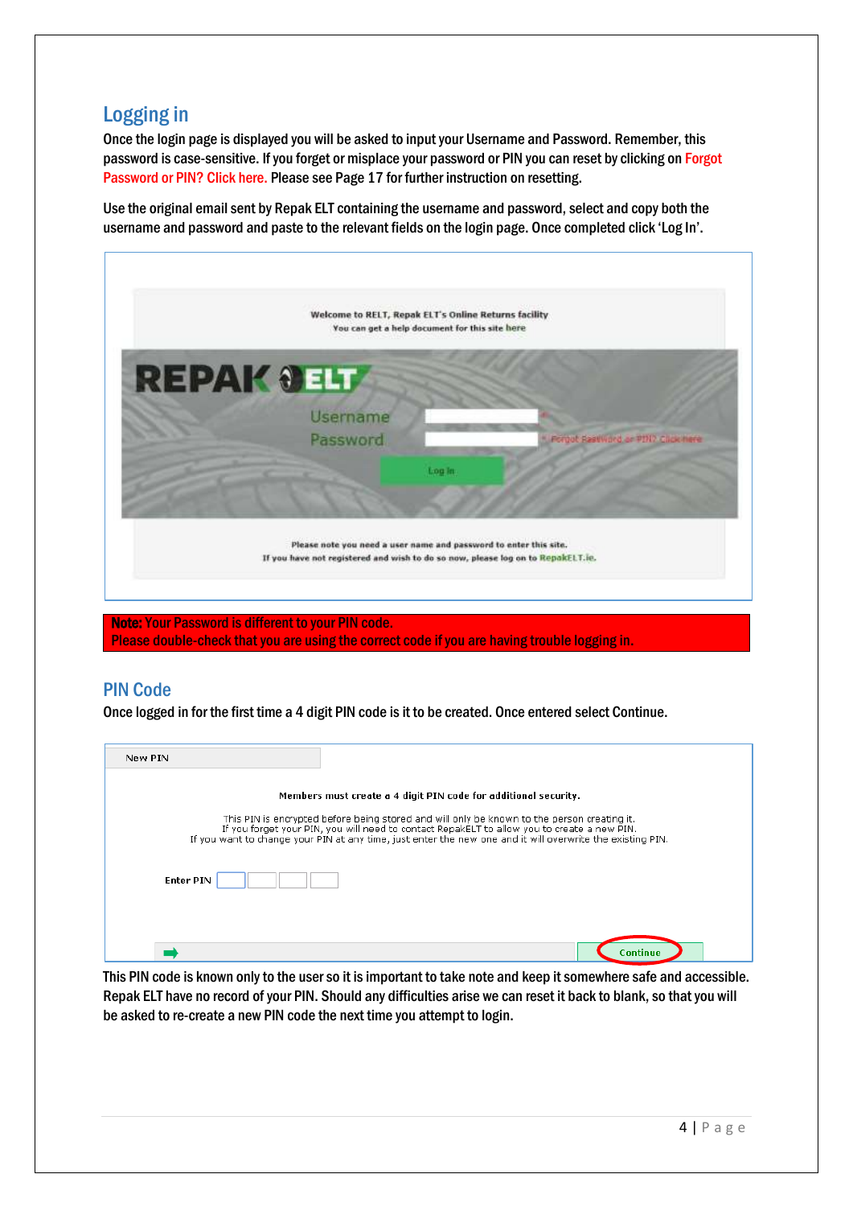## Logging in

Once the login page is displayed you will be asked to input your Username and Password. Remember, this password is case-sensitive. If you forget or misplace your password or PIN you can reset by clicking on Forgot Password or PIN? Click here. Please see Page 17 for further instruction on resetting.

Use the original email sent by Repak ELT containing the username and password, select and copy both the username and password and paste to the relevant fields on the login page. Once completed click 'Log In'.

Welcome to RELT, Repak ELT's Online Returns facility
You can get a help document for this site here

REPAK ELT

Username *

Password * Forgot Password or PIN? Click here

Log In

Please note you need a user name and password to enter this site.
If you have not registered and wish to do so now, please log on to RepakELT.ie.

**Note:** Your Password is different to your PIN code.
Please double-check that you are using the correct code if you are having trouble logging in.

## PIN Code

Once logged in for the first time a 4 digit PIN code is it to be created. Once entered select Continue.

New PIN

Members must create a 4 digit PIN code for additional security.

This PIN is encrypted before being stored and will only be known to the person creating it.
If you forget your PIN, you will need to contact RepakELT to allow you to create a new PIN.
If you want to change your PIN at any time, just enter the new one and it will overwrite the existing PIN.

Enter PIN

Continue

This PIN code is known only to the user so it is important to take note and keep it somewhere safe and accessible. Repak ELT have no record of your PIN. Should any difficulties arise we can reset it back to blank, so that you will be asked to re-create a new PIN code the next time you attempt to login.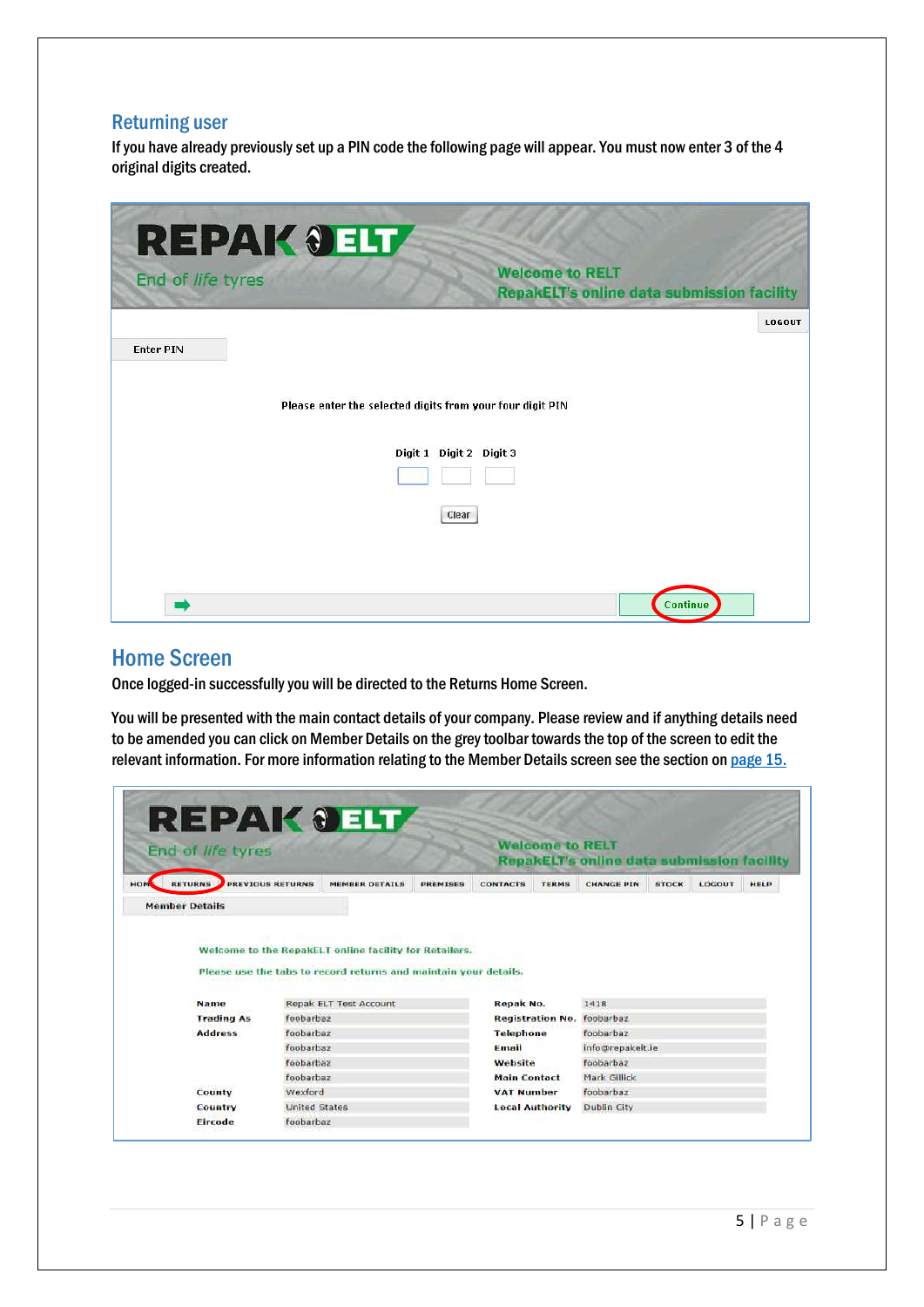## Returning user

If you have already previously set up a PIN code the following page will appear. You must now enter 3 of the 4 original digits created.

## Home Screen

Once logged-in successfully you will be directed to the Returns Home Screen.

You will be presented with the main contact details of your company. Please review and if anything details need to be amended you can click on Member Details on the grey toolbar towards the top of the screen to edit the relevant information. For more information relating to the Member Details screen see the section on page 15.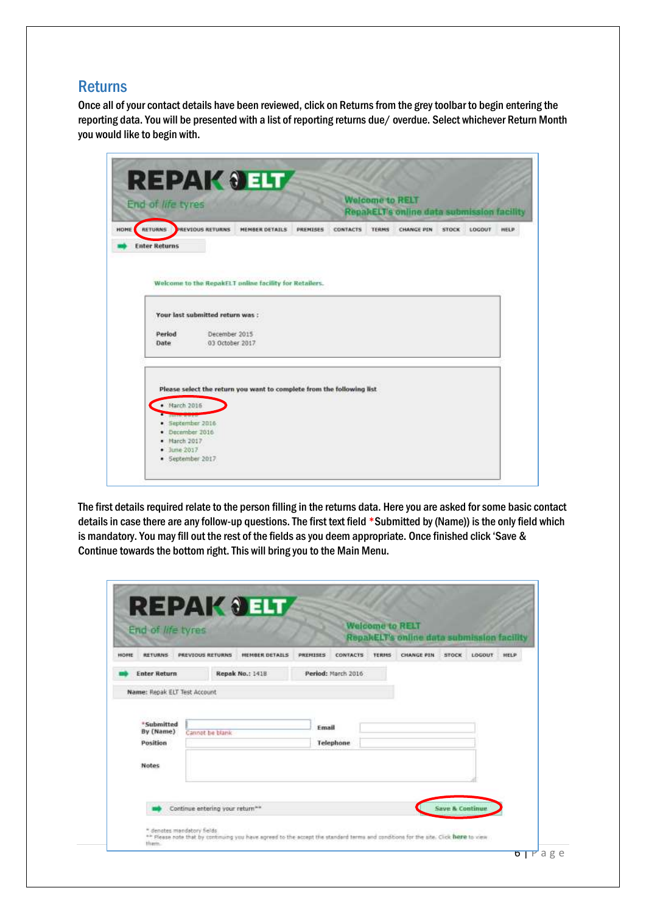## Returns

Once all of your contact details have been reviewed, click on Returns from the grey toolbar to begin entering the reporting data. You will be presented with a list of reporting returns due/ overdue. Select whichever Return Month you would like to begin with.

The first details required relate to the person filling in the returns data. Here you are asked for some basic contact details in case there are any follow-up questions. The first text field *Submitted by (Name)) is the only field which is mandatory. You may fill out the rest of the fields as you deem appropriate. Once finished click 'Save & Continue towards the bottom right. This will bring you to the Main Menu.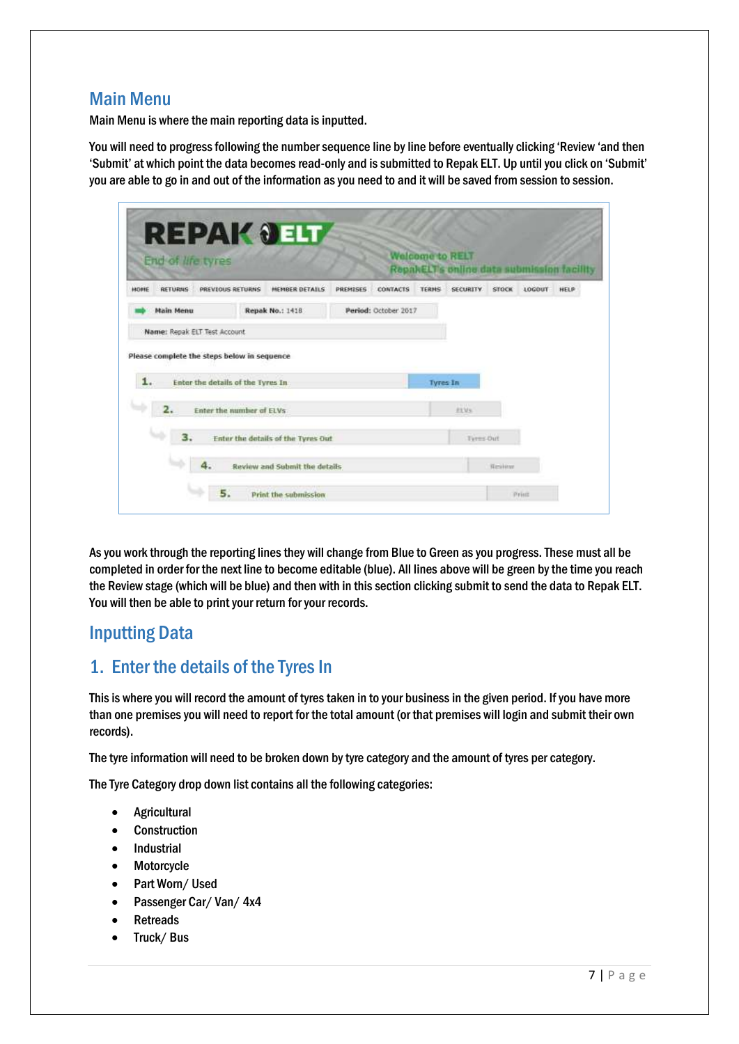## Main Menu

Main Menu is where the main reporting data is inputted.

You will need to progress following the number sequence line by line before eventually clicking 'Review 'and then 'Submit' at which point the data becomes read-only and is submitted to Repak ELT. Up until you click on 'Submit' you are able to go in and out of the information as you need to and it will be saved from session to session.

As you work through the reporting lines they will change from Blue to Green as you progress. These must all be completed in order for the next line to become editable (blue). All lines above will be green by the time you reach the Review stage (which will be blue) and then with in this section clicking submit to send the data to Repak ELT. You will then be able to print your return for your records.

## Inputting Data

## 1. Enter the details of the Tyres In

This is where you will record the amount of tyres taken in to your business in the given period. If you have more than one premises you will need to report for the total amount (or that premises will login and submit their own records).

The tyre information will need to be broken down by tyre category and the amount of tyres per category.

The Tyre Category drop down list contains all the following categories:

- Agricultural
- Construction
- Industrial
- Motorcycle
- Part Worn/ Used
- Passenger Car/ Van/ 4x4
- Retreads
- Truck/ Bus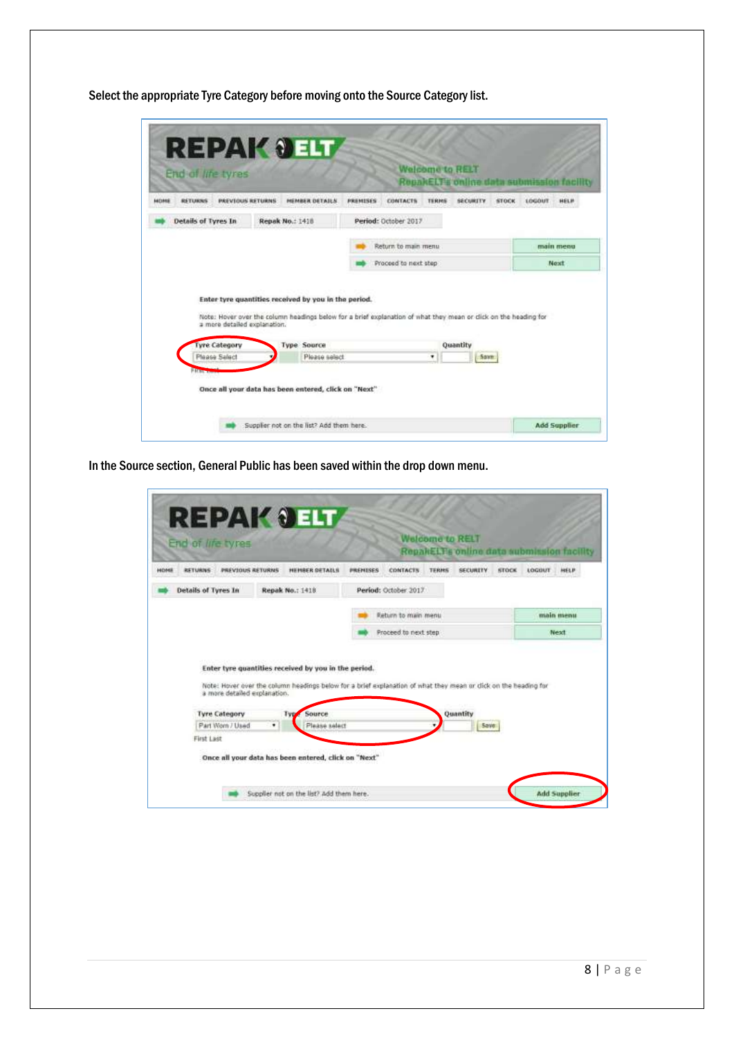Select the appropriate Tyre Category before moving onto the Source Category list.

REPAK ELT

End of life tyres

Welcome to RELT
RepakELT's online data submission facility

HOME | RETURNS | PREVIOUS RETURNS | MEMBER DETAILS | PREMISES | CONTACTS | TERMS | SECURITY | STOCK | LOGOUT | HELP

Details of Tyres In | Repak No.: 1418 | Period: October 2017

Return to main menu — main menu

Proceed to next step — Next

Enter tyre quantities received by you in the period.

Note: Hover over the column headings below for a brief explanation of what they mean or click on the heading for a more detailed explanation.

| Tyre Category | Type | Source | Quantity | |
|---|---|---|---|---|
| Please Select | | Please select | | Save |

First Last

Once all your data has been entered, click on "Next"

Supplier not on the list? Add them here. — Add Supplier

In the Source section, General Public has been saved within the drop down menu.

REPAK ELT

End of life tyres

Welcome to RELT
RepakELT's online data submission facility

HOME | RETURNS | PREVIOUS RETURNS | MEMBER DETAILS | PREMISES | CONTACTS | TERMS | SECURITY | STOCK | LOGOUT | HELP

Details of Tyres In | Repak No.: 1418 | Period: October 2017

Return to main menu — main menu

Proceed to next step — Next

Enter tyre quantities received by you in the period.

Note: Hover over the column headings below for a brief explanation of what they mean or click on the heading for a more detailed explanation.

| Tyre Category | Type | Source | Quantity | |
|---|---|---|---|---|
| Part Worn / Used | | Please select | | Save |

First Last

Once all your data has been entered, click on "Next"

Supplier not on the list? Add them here. — Add Supplier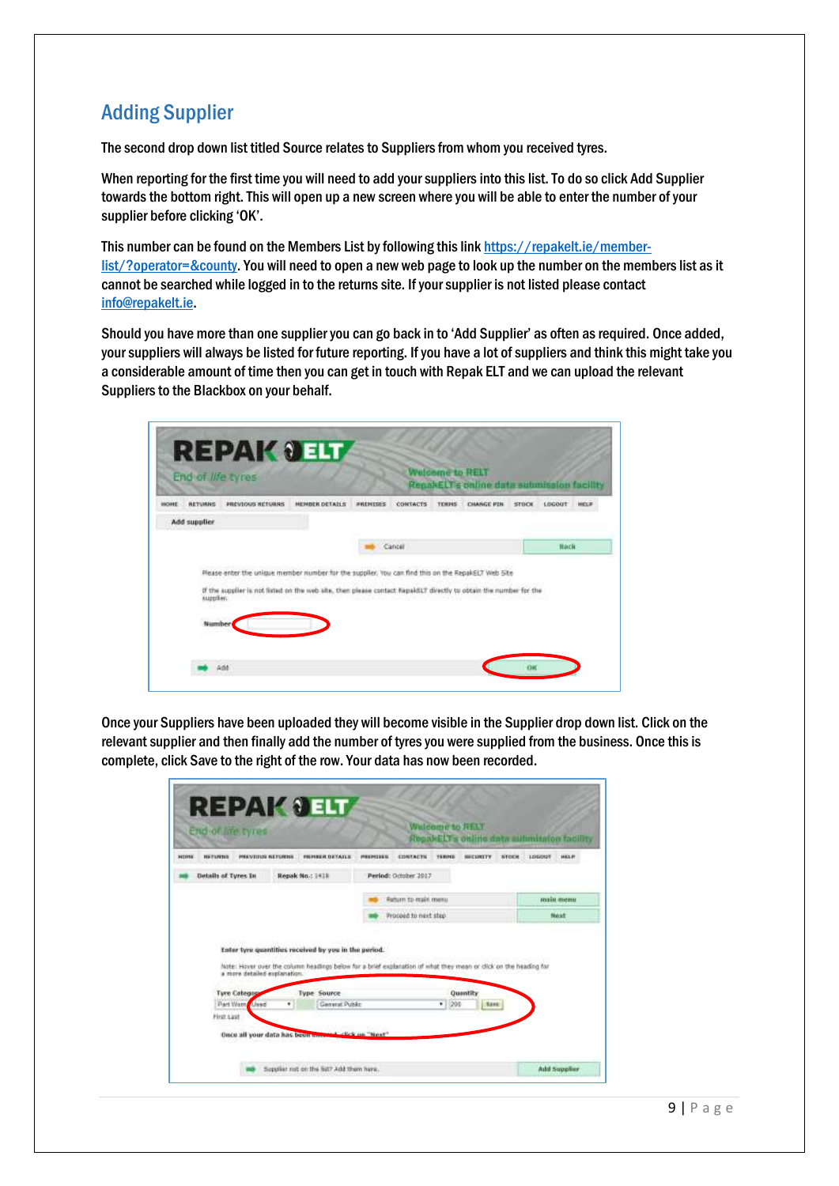## Adding Supplier

The second drop down list titled Source relates to Suppliers from whom you received tyres.

When reporting for the first time you will need to add your suppliers into this list. To do so click Add Supplier towards the bottom right. This will open up a new screen where you will be able to enter the number of your supplier before clicking 'OK'.

This number can be found on the Members List by following this link [https://repakelt.ie/member-list/?operator=&county](https://repakelt.ie/member-list/?operator=&county). You will need to open a new web page to look up the number on the members list as it cannot be searched while logged in to the returns site. If your supplier is not listed please contact [info@repakelt.ie](mailto:info@repakelt.ie).

Should you have more than one supplier you can go back in to 'Add Supplier' as often as required. Once added, your suppliers will always be listed for future reporting. If you have a lot of suppliers and think this might take you a considerable amount of time then you can get in touch with Repak ELT and we can upload the relevant Suppliers to the Blackbox on your behalf.

Once your Suppliers have been uploaded they will become visible in the Supplier drop down list. Click on the relevant supplier and then finally add the number of tyres you were supplied from the business. Once this is complete, click Save to the right of the row. Your data has now been recorded.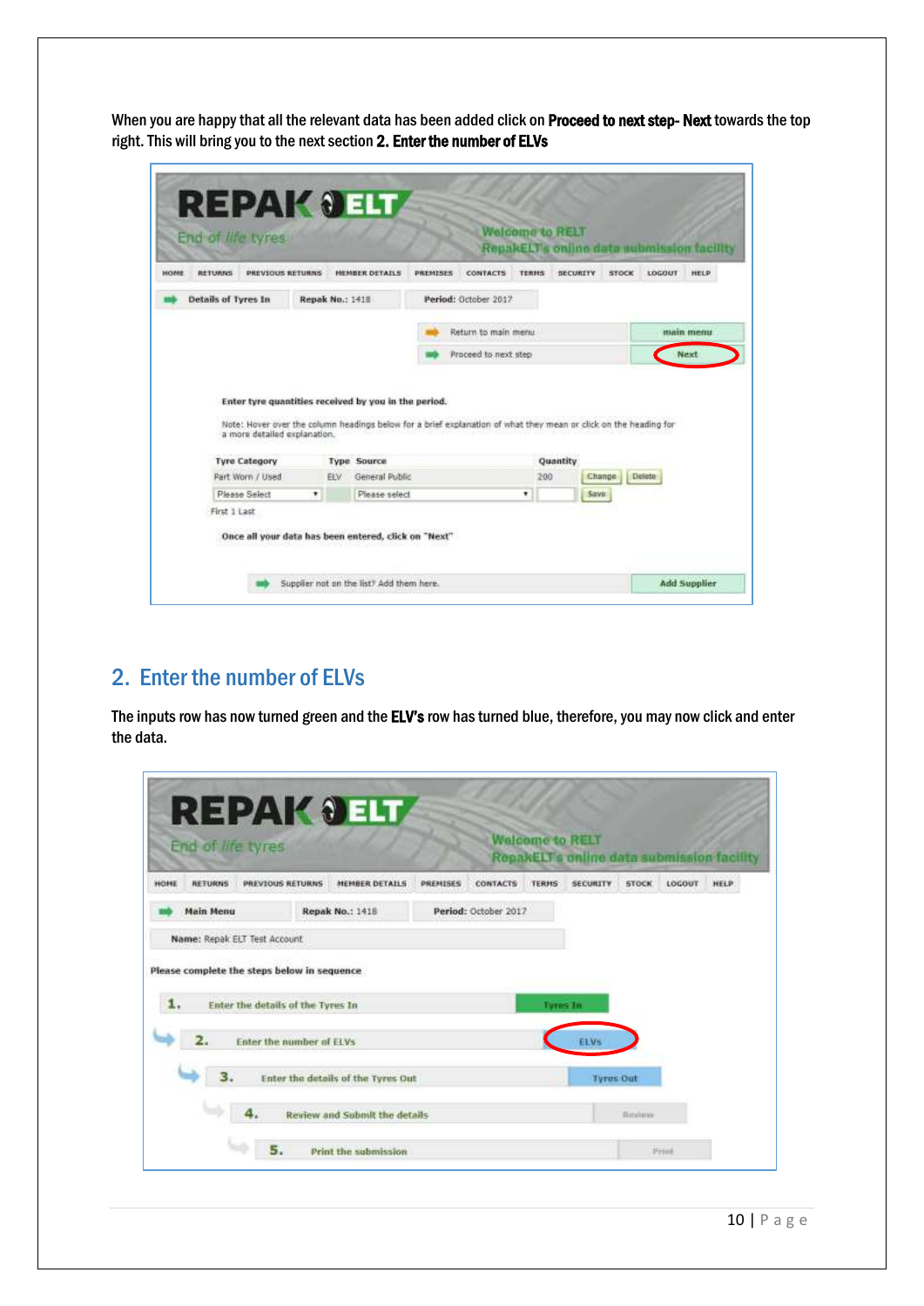When you are happy that all the relevant data has been added click on **Proceed to next step- Next** towards the top right. This will bring you to the next section **2. Enter the number of ELVs**

## 2. Enter the number of ELVs

The inputs row has now turned green and the **ELV's** row has turned blue, therefore, you may now click and enter the data.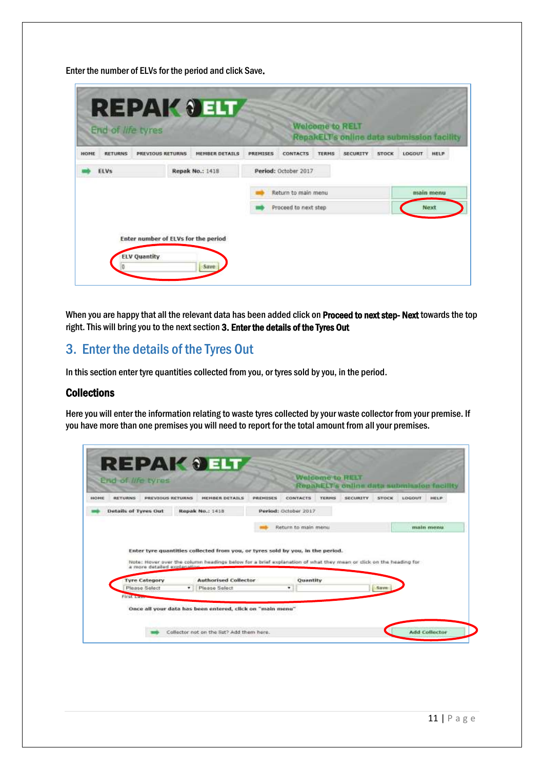Enter the number of ELVs for the period and click Save.

When you are happy that all the relevant data has been added click on **Proceed to next step- Next** towards the top right. This will bring you to the next section **3. Enter the details of the Tyres Out**

## 3. Enter the details of the Tyres Out

In this section enter tyre quantities collected from you, or tyres sold by you, in the period.

### Collections

Here you will enter the information relating to waste tyres collected by your waste collector from your premise. If you have more than one premises you will need to report for the total amount from all your premises.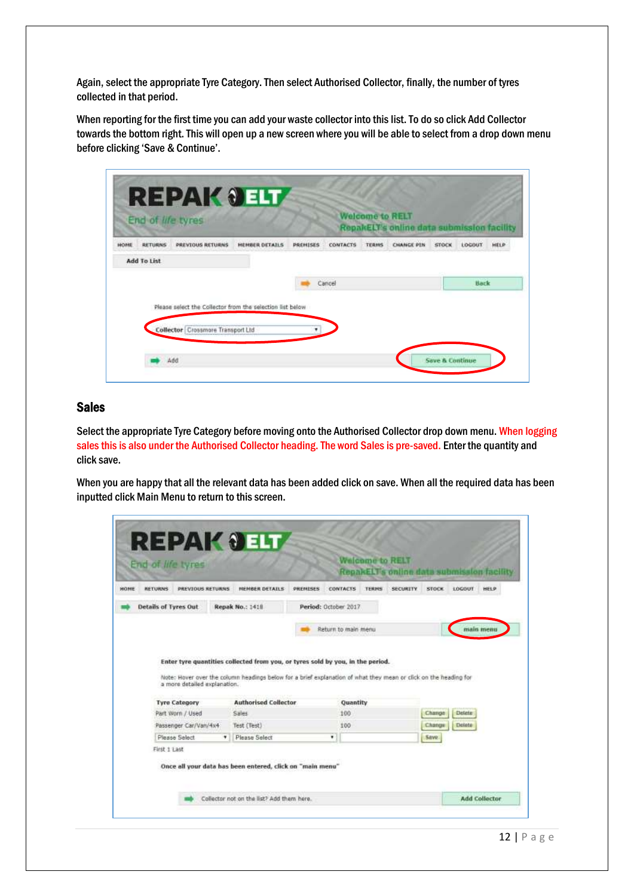Again, select the appropriate Tyre Category. Then select Authorised Collector, finally, the number of tyres collected in that period.

When reporting for the first time you can add your waste collector into this list. To do so click Add Collector towards the bottom right. This will open up a new screen where you will be able to select from a drop down menu before clicking 'Save & Continue'.

## Sales

Select the appropriate Tyre Category before moving onto the Authorised Collector drop down menu. When logging sales this is also under the Authorised Collector heading. The word Sales is pre-saved. Enter the quantity and click save.

When you are happy that all the relevant data has been added click on save. When all the required data has been inputted click Main Menu to return to this screen.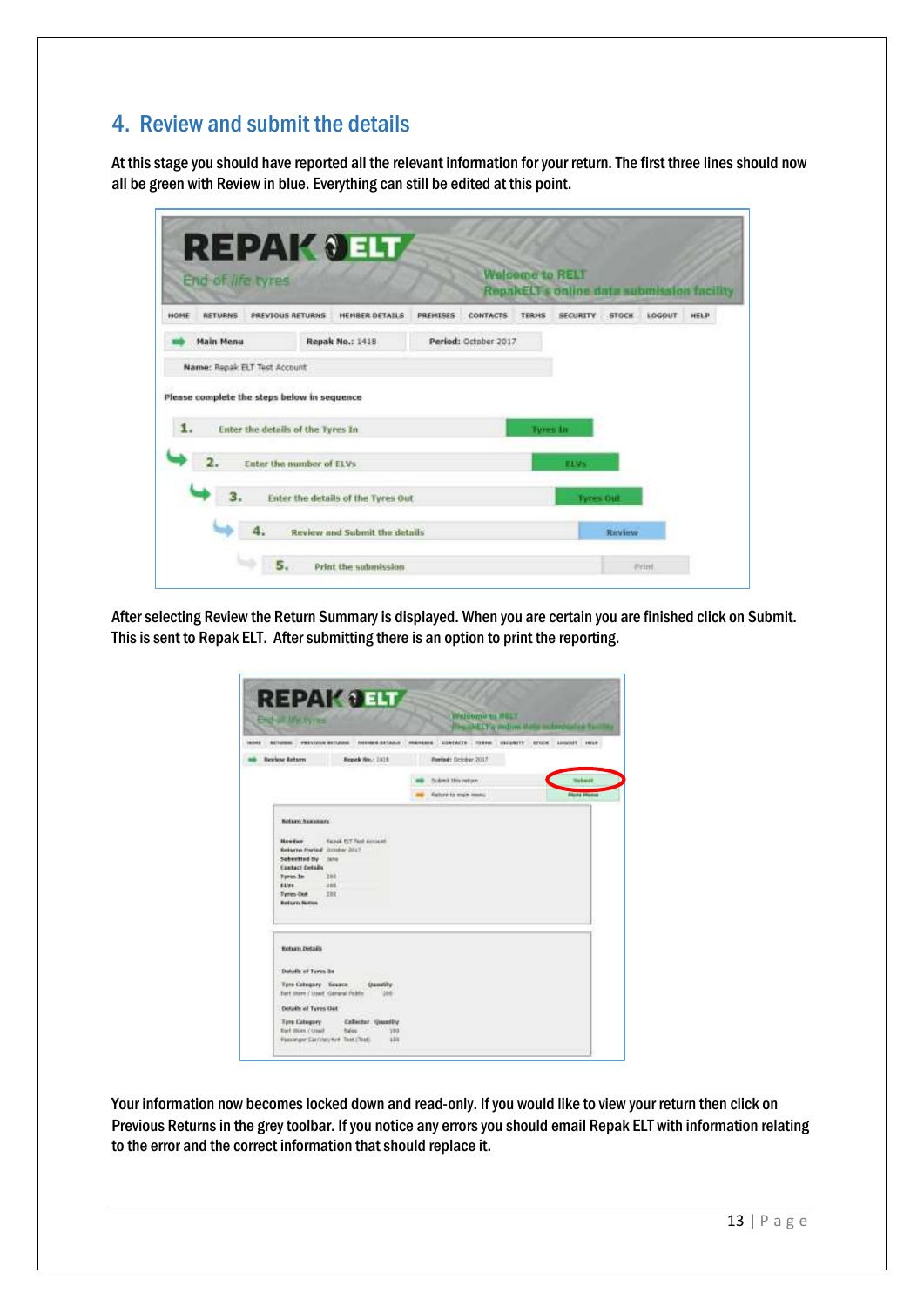## 4. Review and submit the details

At this stage you should have reported all the relevant information for your return. The first three lines should now all be green with Review in blue. Everything can still be edited at this point.

After selecting Review the Return Summary is displayed. When you are certain you are finished click on Submit. This is sent to Repak ELT. After submitting there is an option to print the reporting.

Your information now becomes locked down and read-only. If you would like to view your return then click on Previous Returns in the grey toolbar. If you notice any errors you should email Repak ELT with information relating to the error and the correct information that should replace it.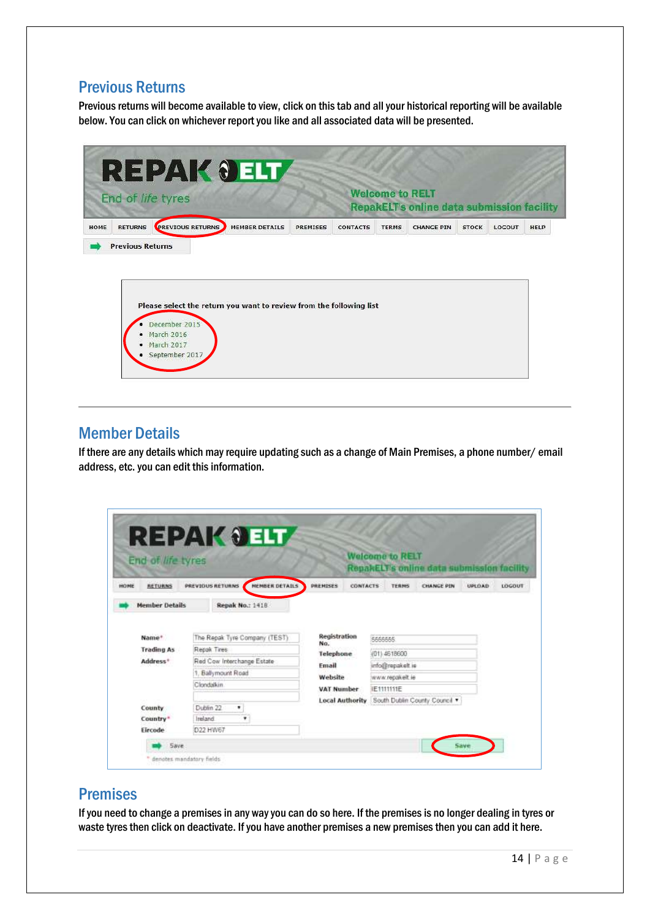## Previous Returns

Previous returns will become available to view, click on this tab and all your historical reporting will be available below. You can click on whichever report you like and all associated data will be presented.

REPAK ELT

End of life tyres

Welcome to RELT
RepakELT's online data submission facility

HOME | RETURNS | PREVIOUS RETURNS | MEMBER DETAILS | PREMISES | CONTACTS | TERMS | CHANGE PIN | STOCK | LOGOUT | HELP

Previous Returns

Please select the return you want to review from the following list

- December 2015
- March 2016
- March 2017
- September 2017

---

## Member Details

If there are any details which may require updating such as a change of Main Premises, a phone number/ email address, etc. you can edit this information.

REPAK ELT

End of life tyres

Welcome to RELT
RepakELT's online data submission facility

HOME | RETURNS | PREVIOUS RETURNS | MEMBER DETAILS | PREMISES | CONTACTS | TERMS | CHANGE PIN | UPLOAD | LOGOUT

Member Details | Repak No.: 1418

| | | | |
|---|---|---|---|
| Name* | The Repak Tyre Company (TEST) | Registration No. | 5555555 |
| Trading As | Repak Tires | Telephone | (01) 4618600 |
| Address* | Red Cow Interchange Estate | Email | info@repakelt.ie |
| | 1, Ballymount Road | Website | www.repakelt.ie |
| | Clondalkin | VAT Number | IE1111111E |
| | | Local Authority | South Dublin County Council |
| County | Dublin 22 | | |
| Country* | Ireland | | |
| Eircode | D22 HW67 | | |

Save | Save

* denotes mandatory fields

## Premises

If you need to change a premises in any way you can do so here. If the premises is no longer dealing in tyres or waste tyres then click on deactivate. If you have another premises a new premises then you can add it here.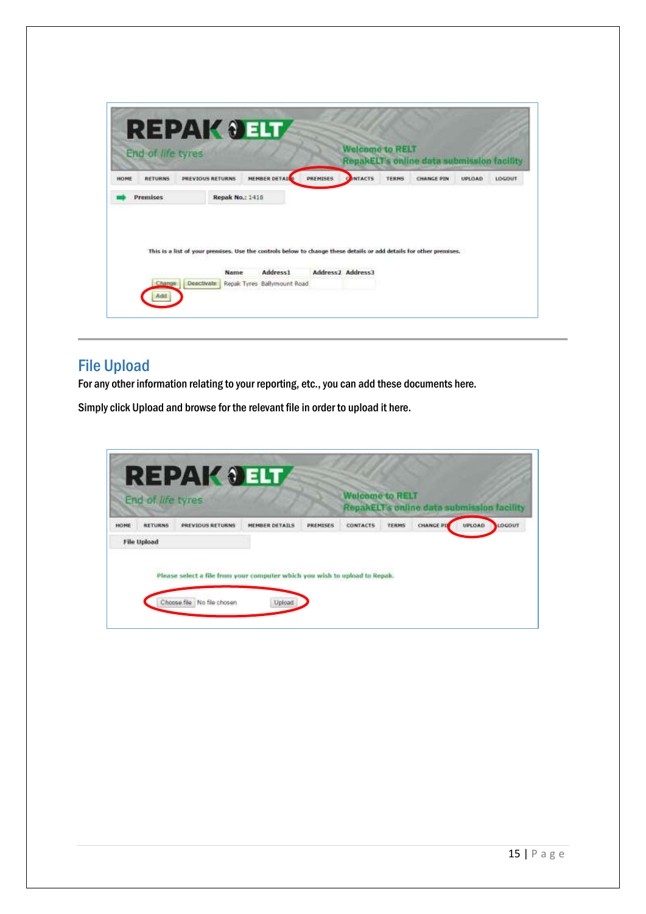## File Upload

For any other information relating to your reporting, etc., you can add these documents here.

Simply click Upload and browse for the relevant file in order to upload it here.